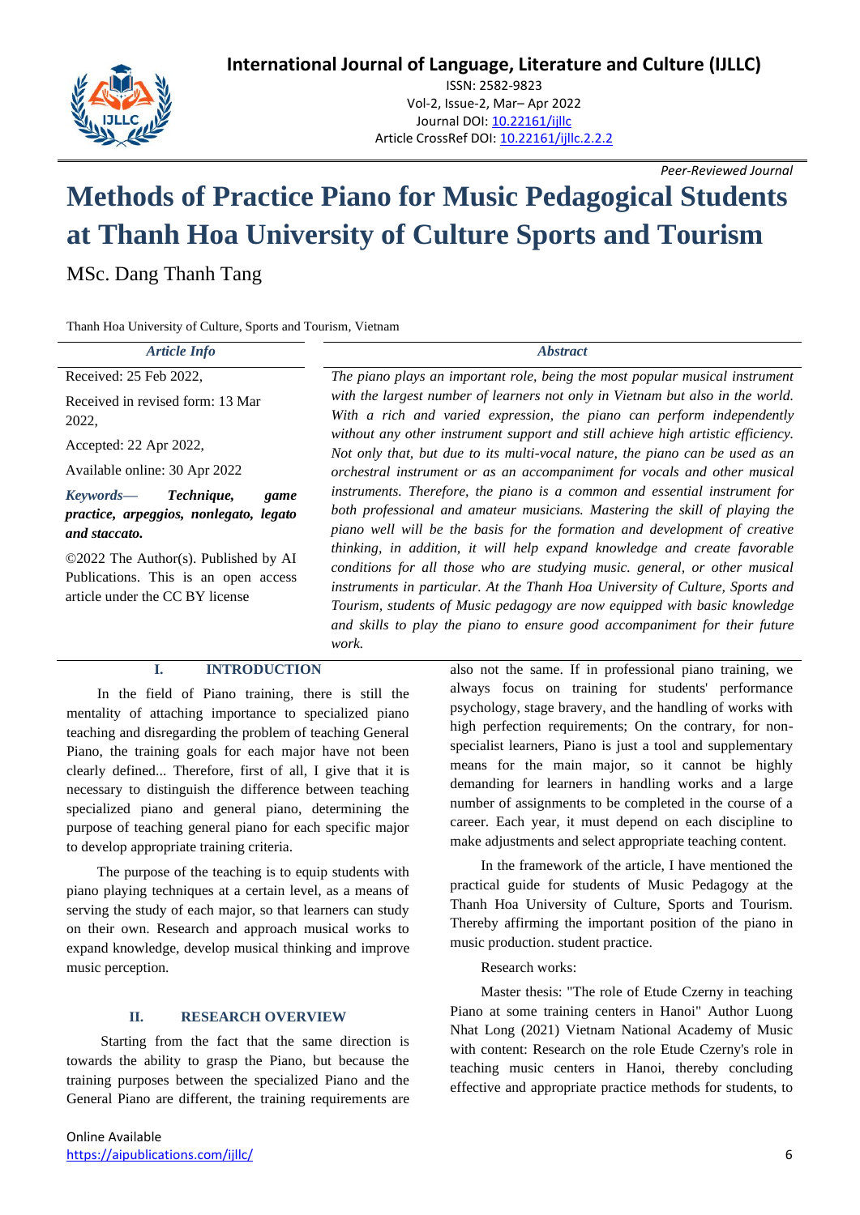# Methods of Practice Piano for Music Pedagogical Students at Thanh Hoa University of Culture Sports and Tourism

MSc. Dang Thanh Tang

Thanh Hoa University of Culture, Sports and Tourism, Vietnam

*Article Info*

Received: 25 Feb 2022,

Received in revised form: 13 Mar 2022,

Accepted: 22 Apr 2022,

Available online: 30 Apr 2022

***Keywords—*** ***Technique, game practice, arpeggios, nonlegato, legato and staccato.***

©2022 The Author(s). Published by AI Publications. This is an open access article under the CC BY license

*Abstract*

*The piano plays an important role, being the most popular musical instrument with the largest number of learners not only in Vietnam but also in the world. With a rich and varied expression, the piano can perform independently without any other instrument support and still achieve high artistic efficiency. Not only that, but due to its multi-vocal nature, the piano can be used as an orchestral instrument or as an accompaniment for vocals and other musical instruments. Therefore, the piano is a common and essential instrument for both professional and amateur musicians. Mastering the skill of playing the piano well will be the basis for the formation and development of creative thinking, in addition, it will help expand knowledge and create favorable conditions for all those who are studying music. general, or other musical instruments in particular. At the Thanh Hoa University of Culture, Sports and Tourism, students of Music pedagogy are now equipped with basic knowledge and skills to play the piano to ensure good accompaniment for their future work.*

## I. INTRODUCTION

In the field of Piano training, there is still the mentality of attaching importance to specialized piano teaching and disregarding the problem of teaching General Piano, the training goals for each major have not been clearly defined... Therefore, first of all, I give that it is necessary to distinguish the difference between teaching specialized piano and general piano, determining the purpose of teaching general piano for each specific major to develop appropriate training criteria.

The purpose of the teaching is to equip students with piano playing techniques at a certain level, as a means of serving the study of each major, so that learners can study on their own. Research and approach musical works to expand knowledge, develop musical thinking and improve music perception.

## II. RESEARCH OVERVIEW

Starting from the fact that the same direction is towards the ability to grasp the Piano, but because the training purposes between the specialized Piano and the General Piano are different, the training requirements are also not the same. If in professional piano training, we always focus on training for students' performance psychology, stage bravery, and the handling of works with high perfection requirements; On the contrary, for non-specialist learners, Piano is just a tool and supplementary means for the main major, so it cannot be highly demanding for learners in handling works and a large number of assignments to be completed in the course of a career. Each year, it must depend on each discipline to make adjustments and select appropriate teaching content.

In the framework of the article, I have mentioned the practical guide for students of Music Pedagogy at the Thanh Hoa University of Culture, Sports and Tourism. Thereby affirming the important position of the piano in music production. student practice.

Research works:

Master thesis: "The role of Etude Czerny in teaching Piano at some training centers in Hanoi" Author Luong Nhat Long (2021) Vietnam National Academy of Music with content: Research on the role Etude Czerny's role in teaching music centers in Hanoi, thereby concluding effective and appropriate practice methods for students, to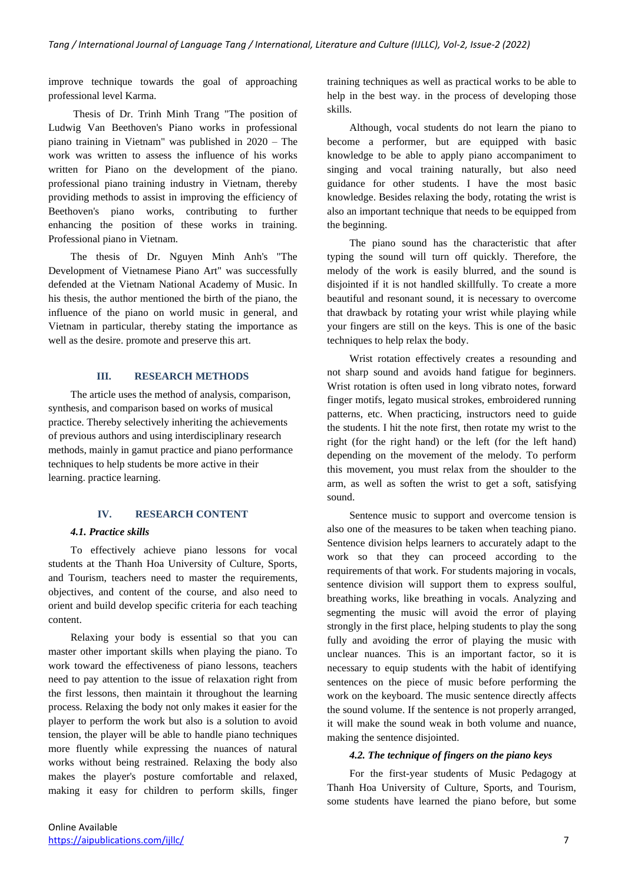improve technique towards the goal of approaching professional level Karma.

Thesis of Dr. Trinh Minh Trang "The position of Ludwig Van Beethoven's Piano works in professional piano training in Vietnam" was published in 2020 – The work was written to assess the influence of his works written for Piano on the development of the piano. professional piano training industry in Vietnam, thereby providing methods to assist in improving the efficiency of Beethoven's piano works, contributing to further enhancing the position of these works in training. Professional piano in Vietnam.

The thesis of Dr. Nguyen Minh Anh's "The Development of Vietnamese Piano Art" was successfully defended at the Vietnam National Academy of Music. In his thesis, the author mentioned the birth of the piano, the influence of the piano on world music in general, and Vietnam in particular, thereby stating the importance as well as the desire. promote and preserve this art.

## III. RESEARCH METHODS

The article uses the method of analysis, comparison, synthesis, and comparison based on works of musical practice. Thereby selectively inheriting the achievements of previous authors and using interdisciplinary research methods, mainly in gamut practice and piano performance techniques to help students be more active in their learning. practice learning.

## IV. RESEARCH CONTENT

### *4.1. Practice skills*

To effectively achieve piano lessons for vocal students at the Thanh Hoa University of Culture, Sports, and Tourism, teachers need to master the requirements, objectives, and content of the course, and also need to orient and build develop specific criteria for each teaching content.

Relaxing your body is essential so that you can master other important skills when playing the piano. To work toward the effectiveness of piano lessons, teachers need to pay attention to the issue of relaxation right from the first lessons, then maintain it throughout the learning process. Relaxing the body not only makes it easier for the player to perform the work but also is a solution to avoid tension, the player will be able to handle piano techniques more fluently while expressing the nuances of natural works without being restrained. Relaxing the body also makes the player's posture comfortable and relaxed, making it easy for children to perform skills, finger training techniques as well as practical works to be able to help in the best way. in the process of developing those skills.

Although, vocal students do not learn the piano to become a performer, but are equipped with basic knowledge to be able to apply piano accompaniment to singing and vocal training naturally, but also need guidance for other students. I have the most basic knowledge. Besides relaxing the body, rotating the wrist is also an important technique that needs to be equipped from the beginning.

The piano sound has the characteristic that after typing the sound will turn off quickly. Therefore, the melody of the work is easily blurred, and the sound is disjointed if it is not handled skillfully. To create a more beautiful and resonant sound, it is necessary to overcome that drawback by rotating your wrist while playing while your fingers are still on the keys. This is one of the basic techniques to help relax the body.

Wrist rotation effectively creates a resounding and not sharp sound and avoids hand fatigue for beginners. Wrist rotation is often used in long vibrato notes, forward finger motifs, legato musical strokes, embroidered running patterns, etc. When practicing, instructors need to guide the students. I hit the note first, then rotate my wrist to the right (for the right hand) or the left (for the left hand) depending on the movement of the melody. To perform this movement, you must relax from the shoulder to the arm, as well as soften the wrist to get a soft, satisfying sound.

Sentence music to support and overcome tension is also one of the measures to be taken when teaching piano. Sentence division helps learners to accurately adapt to the work so that they can proceed according to the requirements of that work. For students majoring in vocals, sentence division will support them to express soulful, breathing works, like breathing in vocals. Analyzing and segmenting the music will avoid the error of playing strongly in the first place, helping students to play the song fully and avoiding the error of playing the music with unclear nuances. This is an important factor, so it is necessary to equip students with the habit of identifying sentences on the piece of music before performing the work on the keyboard. The music sentence directly affects the sound volume. If the sentence is not properly arranged, it will make the sound weak in both volume and nuance, making the sentence disjointed.

### *4.2. The technique of fingers on the piano keys*

For the first-year students of Music Pedagogy at Thanh Hoa University of Culture, Sports, and Tourism, some students have learned the piano before, but some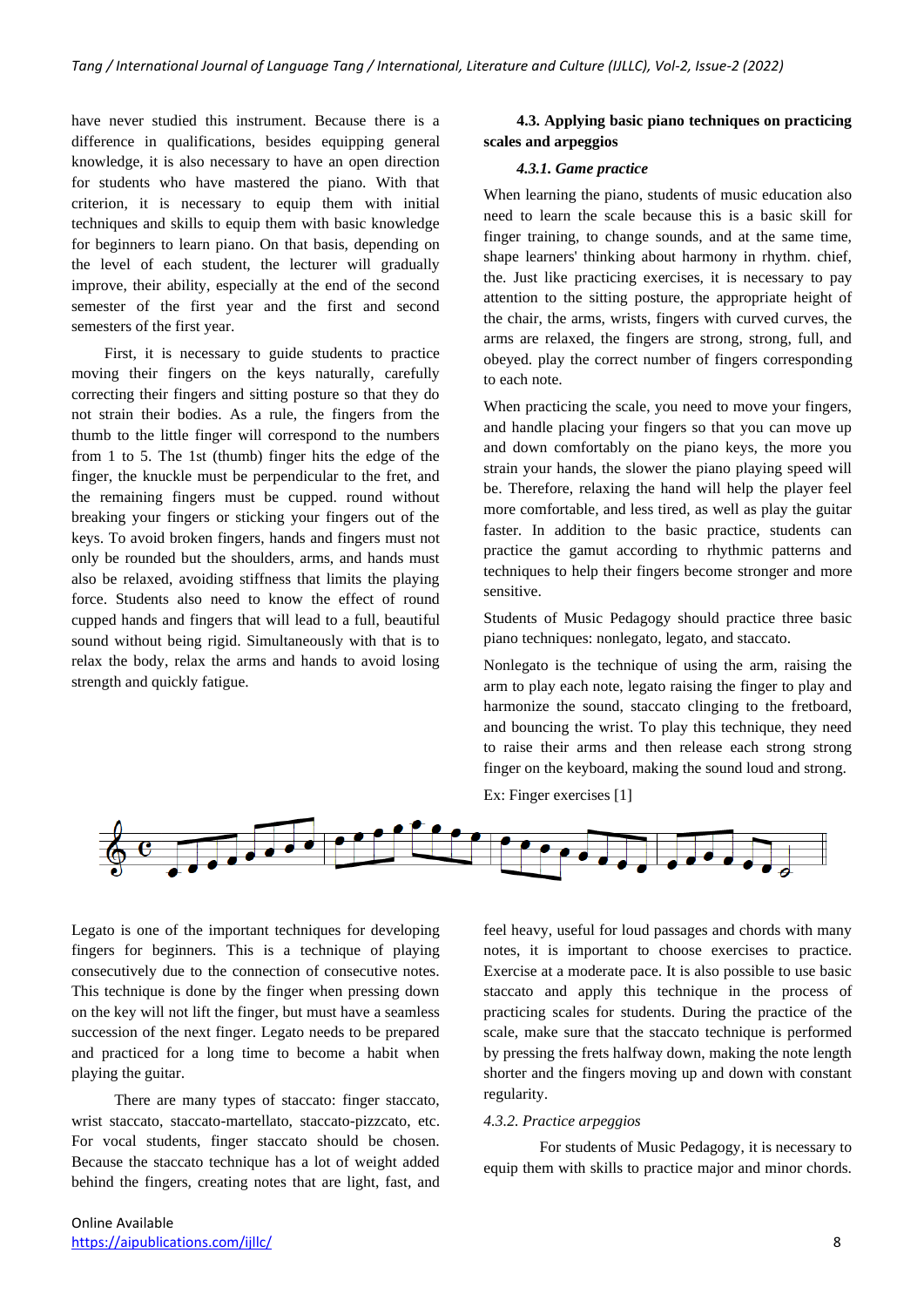have never studied this instrument. Because there is a difference in qualifications, besides equipping general knowledge, it is also necessary to have an open direction for students who have mastered the piano. With that criterion, it is necessary to equip them with initial techniques and skills to equip them with basic knowledge for beginners to learn piano. On that basis, depending on the level of each student, the lecturer will gradually improve, their ability, especially at the end of the second semester of the first year and the first and second semesters of the first year.

First, it is necessary to guide students to practice moving their fingers on the keys naturally, carefully correcting their fingers and sitting posture so that they do not strain their bodies. As a rule, the fingers from the thumb to the little finger will correspond to the numbers from 1 to 5. The 1st (thumb) finger hits the edge of the finger, the knuckle must be perpendicular to the fret, and the remaining fingers must be cupped. round without breaking your fingers or sticking your fingers out of the keys. To avoid broken fingers, hands and fingers must not only be rounded but the shoulders, arms, and hands must also be relaxed, avoiding stiffness that limits the playing force. Students also need to know the effect of round cupped hands and fingers that will lead to a full, beautiful sound without being rigid. Simultaneously with that is to relax the body, relax the arms and hands to avoid losing strength and quickly fatigue.

### 4.3. Applying basic piano techniques on practicing scales and arpeggios

#### *4.3.1. Game practice*

When learning the piano, students of music education also need to learn the scale because this is a basic skill for finger training, to change sounds, and at the same time, shape learners' thinking about harmony in rhythm. chief, the. Just like practicing exercises, it is necessary to pay attention to the sitting posture, the appropriate height of the chair, the arms, wrists, fingers with curved curves, the arms are relaxed, the fingers are strong, strong, full, and obeyed. play the correct number of fingers corresponding to each note.

When practicing the scale, you need to move your fingers, and handle placing your fingers so that you can move up and down comfortably on the piano keys, the more you strain your hands, the slower the piano playing speed will be. Therefore, relaxing the hand will help the player feel more comfortable, and less tired, as well as play the guitar faster. In addition to the basic practice, students can practice the gamut according to rhythmic patterns and techniques to help their fingers become stronger and more sensitive.

Students of Music Pedagogy should practice three basic piano techniques: nonlegato, legato, and staccato.

Nonlegato is the technique of using the arm, raising the arm to play each note, legato raising the finger to play and harmonize the sound, staccato clinging to the fretboard, and bouncing the wrist. To play this technique, they need to raise their arms and then release each strong strong finger on the keyboard, making the sound loud and strong.

Ex: Finger exercises [1]

Legato is one of the important techniques for developing fingers for beginners. This is a technique of playing consecutively due to the connection of consecutive notes. This technique is done by the finger when pressing down on the key will not lift the finger, but must have a seamless succession of the next finger. Legato needs to be prepared and practiced for a long time to become a habit when playing the guitar.

There are many types of staccato: finger staccato, wrist staccato, staccato-martellato, staccato-pizzcato, etc. For vocal students, finger staccato should be chosen. Because the staccato technique has a lot of weight added behind the fingers, creating notes that are light, fast, and feel heavy, useful for loud passages and chords with many notes, it is important to choose exercises to practice. Exercise at a moderate pace. It is also possible to use basic staccato and apply this technique in the process of practicing scales for students. During the practice of the scale, make sure that the staccato technique is performed by pressing the frets halfway down, making the note length shorter and the fingers moving up and down with constant regularity.

#### *4.3.2. Practice arpeggios*

For students of Music Pedagogy, it is necessary to equip them with skills to practice major and minor chords.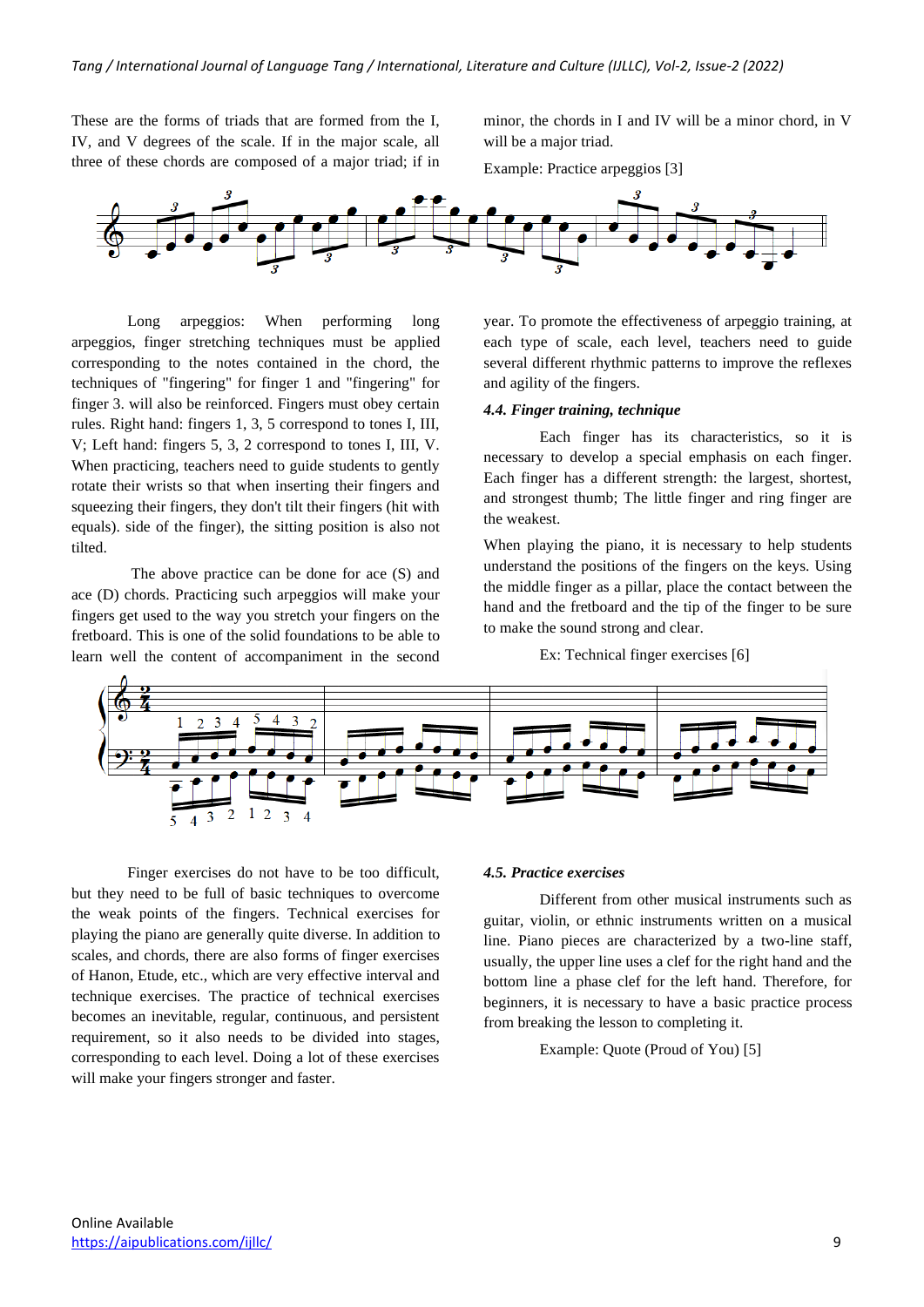These are the forms of triads that are formed from the I, IV, and V degrees of the scale. If in the major scale, all three of these chords are composed of a major triad; if in minor, the chords in I and IV will be a minor chord, in V will be a major triad.

Example: Practice arpeggios [3]

Long arpeggios: When performing long arpeggios, finger stretching techniques must be applied corresponding to the notes contained in the chord, the techniques of "fingering" for finger 1 and "fingering" for finger 3. will also be reinforced. Fingers must obey certain rules. Right hand: fingers 1, 3, 5 correspond to tones I, III, V; Left hand: fingers 5, 3, 2 correspond to tones I, III, V. When practicing, teachers need to guide students to gently rotate their wrists so that when inserting their fingers and squeezing their fingers, they don't tilt their fingers (hit with equals). side of the finger), the sitting position is also not tilted.

The above practice can be done for ace (S) and ace (D) chords. Practicing such arpeggios will make your fingers get used to the way you stretch your fingers on the fretboard. This is one of the solid foundations to be able to learn well the content of accompaniment in the second year. To promote the effectiveness of arpeggio training, at each type of scale, each level, teachers need to guide several different rhythmic patterns to improve the reflexes and agility of the fingers.

### *4.4. Finger training, technique*

Each finger has its characteristics, so it is necessary to develop a special emphasis on each finger. Each finger has a different strength: the largest, shortest, and strongest thumb; The little finger and ring finger are the weakest.

When playing the piano, it is necessary to help students understand the positions of the fingers on the keys. Using the middle finger as a pillar, place the contact between the hand and the fretboard and the tip of the finger to be sure to make the sound strong and clear.

Ex: Technical finger exercises [6]

Finger exercises do not have to be too difficult, but they need to be full of basic techniques to overcome the weak points of the fingers. Technical exercises for playing the piano are generally quite diverse. In addition to scales, and chords, there are also forms of finger exercises of Hanon, Etude, etc., which are very effective interval and technique exercises. The practice of technical exercises becomes an inevitable, regular, continuous, and persistent requirement, so it also needs to be divided into stages, corresponding to each level. Doing a lot of these exercises will make your fingers stronger and faster.

### *4.5. Practice exercises*

Different from other musical instruments such as guitar, violin, or ethnic instruments written on a musical line. Piano pieces are characterized by a two-line staff, usually, the upper line uses a clef for the right hand and the bottom line a phase clef for the left hand. Therefore, for beginners, it is necessary to have a basic practice process from breaking the lesson to completing it.

Example: Quote (Proud of You) [5]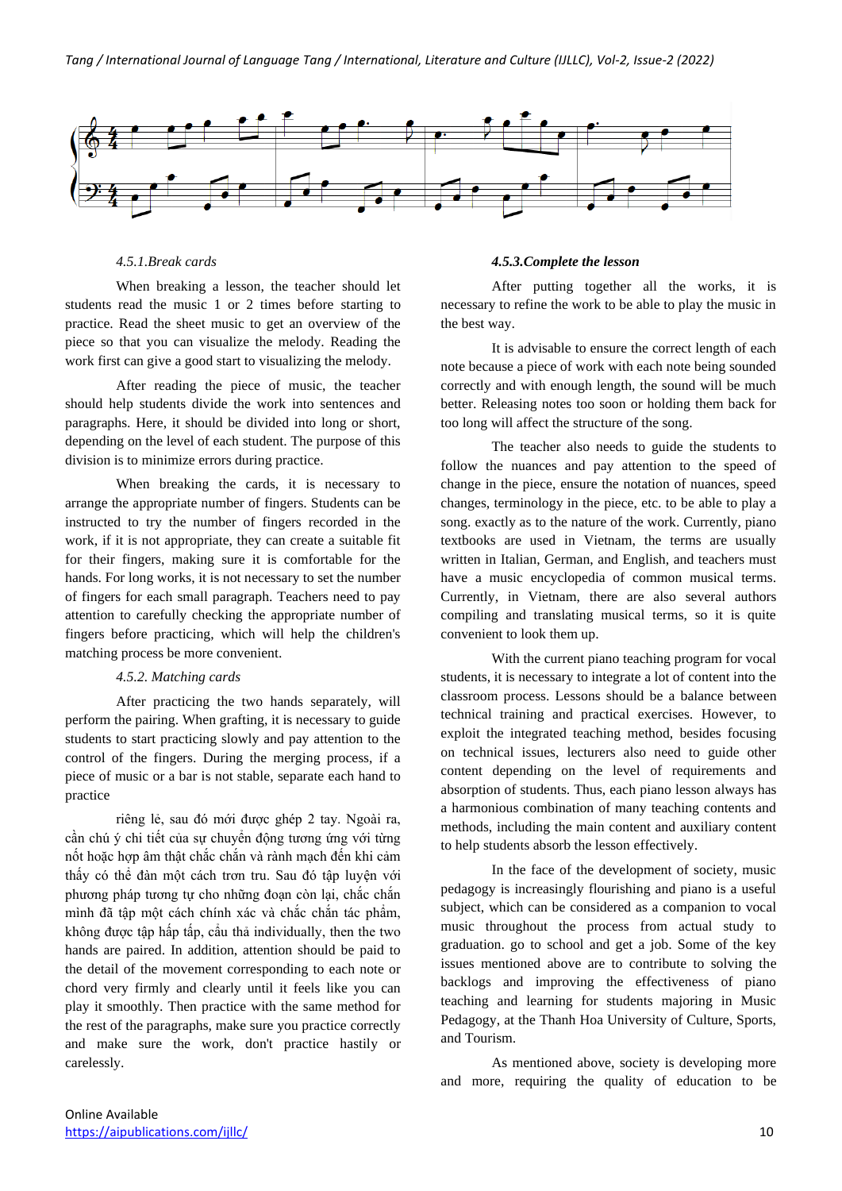#### *4.5.1.Break cards*

When breaking a lesson, the teacher should let students read the music 1 or 2 times before starting to practice. Read the sheet music to get an overview of the piece so that you can visualize the melody. Reading the work first can give a good start to visualizing the melody.

After reading the piece of music, the teacher should help students divide the work into sentences and paragraphs. Here, it should be divided into long or short, depending on the level of each student. The purpose of this division is to minimize errors during practice.

When breaking the cards, it is necessary to arrange the appropriate number of fingers. Students can be instructed to try the number of fingers recorded in the work, if it is not appropriate, they can create a suitable fit for their fingers, making sure it is comfortable for the hands. For long works, it is not necessary to set the number of fingers for each small paragraph. Teachers need to pay attention to carefully checking the appropriate number of fingers before practicing, which will help the children's matching process be more convenient.

#### *4.5.2. Matching cards*

After practicing the two hands separately, will perform the pairing. When grafting, it is necessary to guide students to start practicing slowly and pay attention to the control of the fingers. During the merging process, if a piece of music or a bar is not stable, separate each hand to practice

riêng lẻ, sau đó mới được ghép 2 tay. Ngoài ra, cần chú ý chi tiết của sự chuyển động tương ứng với từng nốt hoặc hợp âm thật chắc chắn và rành mạch đến khi cảm thấy có thể đàn một cách trơn tru. Sau đó tập luyện với phương pháp tương tự cho những đoạn còn lại, chắc chắn mình đã tập một cách chính xác và chắc chắn tác phẩm, không được tập hấp tấp, cẩu thả individually, then the two hands are paired. In addition, attention should be paid to the detail of the movement corresponding to each note or chord very firmly and clearly until it feels like you can play it smoothly. Then practice with the same method for the rest of the paragraphs, make sure you practice correctly and make sure the work, don't practice hastily or carelessly.

#### ***4.5.3.Complete the lesson***

After putting together all the works, it is necessary to refine the work to be able to play the music in the best way.

It is advisable to ensure the correct length of each note because a piece of work with each note being sounded correctly and with enough length, the sound will be much better. Releasing notes too soon or holding them back for too long will affect the structure of the song.

The teacher also needs to guide the students to follow the nuances and pay attention to the speed of change in the piece, ensure the notation of nuances, speed changes, terminology in the piece, etc. to be able to play a song. exactly as to the nature of the work. Currently, piano textbooks are used in Vietnam, the terms are usually written in Italian, German, and English, and teachers must have a music encyclopedia of common musical terms. Currently, in Vietnam, there are also several authors compiling and translating musical terms, so it is quite convenient to look them up.

With the current piano teaching program for vocal students, it is necessary to integrate a lot of content into the classroom process. Lessons should be a balance between technical training and practical exercises. However, to exploit the integrated teaching method, besides focusing on technical issues, lecturers also need to guide other content depending on the level of requirements and absorption of students. Thus, each piano lesson always has a harmonious combination of many teaching contents and methods, including the main content and auxiliary content to help students absorb the lesson effectively.

In the face of the development of society, music pedagogy is increasingly flourishing and piano is a useful subject, which can be considered as a companion to vocal music throughout the process from actual study to graduation. go to school and get a job. Some of the key issues mentioned above are to contribute to solving the backlogs and improving the effectiveness of piano teaching and learning for students majoring in Music Pedagogy, at the Thanh Hoa University of Culture, Sports, and Tourism.

As mentioned above, society is developing more and more, requiring the quality of education to be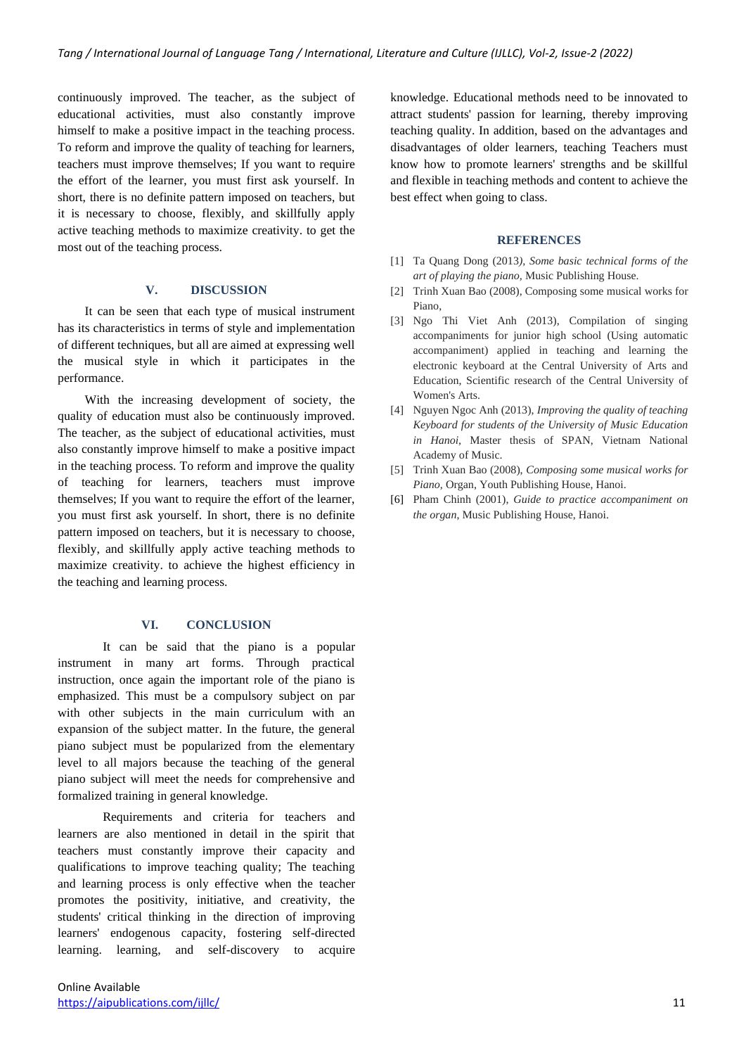continuously improved. The teacher, as the subject of educational activities, must also constantly improve himself to make a positive impact in the teaching process. To reform and improve the quality of teaching for learners, teachers must improve themselves; If you want to require the effort of the learner, you must first ask yourself. In short, there is no definite pattern imposed on teachers, but it is necessary to choose, flexibly, and skillfully apply active teaching methods to maximize creativity. to get the most out of the teaching process.

## V. DISCUSSION

It can be seen that each type of musical instrument has its characteristics in terms of style and implementation of different techniques, but all are aimed at expressing well the musical style in which it participates in the performance.

With the increasing development of society, the quality of education must also be continuously improved. The teacher, as the subject of educational activities, must also constantly improve himself to make a positive impact in the teaching process. To reform and improve the quality of teaching for learners, teachers must improve themselves; If you want to require the effort of the learner, you must first ask yourself. In short, there is no definite pattern imposed on teachers, but it is necessary to choose, flexibly, and skillfully apply active teaching methods to maximize creativity. to achieve the highest efficiency in the teaching and learning process.

## VI. CONCLUSION

It can be said that the piano is a popular instrument in many art forms. Through practical instruction, once again the important role of the piano is emphasized. This must be a compulsory subject on par with other subjects in the main curriculum with an expansion of the subject matter. In the future, the general piano subject must be popularized from the elementary level to all majors because the teaching of the general piano subject will meet the needs for comprehensive and formalized training in general knowledge.

Requirements and criteria for teachers and learners are also mentioned in detail in the spirit that teachers must constantly improve their capacity and qualifications to improve teaching quality; The teaching and learning process is only effective when the teacher promotes the positivity, initiative, and creativity, the students' critical thinking in the direction of improving learners' endogenous capacity, fostering self-directed learning. learning, and self-discovery to acquire knowledge. Educational methods need to be innovated to attract students' passion for learning, thereby improving teaching quality. In addition, based on the advantages and disadvantages of older learners, teaching Teachers must know how to promote learners' strengths and be skillful and flexible in teaching methods and content to achieve the best effect when going to class.

## REFERENCES

[1] Ta Quang Dong (2013), *Some basic technical forms of the art of playing the piano*, Music Publishing House.

[2] Trinh Xuan Bao (2008), Composing some musical works for Piano,

[3] Ngo Thi Viet Anh (2013), Compilation of singing accompaniments for junior high school (Using automatic accompaniment) applied in teaching and learning the electronic keyboard at the Central University of Arts and Education, Scientific research of the Central University of Women's Arts.

[4] Nguyen Ngoc Anh (2013), *Improving the quality of teaching Keyboard for students of the University of Music Education in Hanoi*, Master thesis of SPAN, Vietnam National Academy of Music.

[5] Trinh Xuan Bao (2008), *Composing some musical works for Piano*, Organ, Youth Publishing House, Hanoi.

[6] Pham Chinh (2001), *Guide to practice accompaniment on the organ*, Music Publishing House, Hanoi.